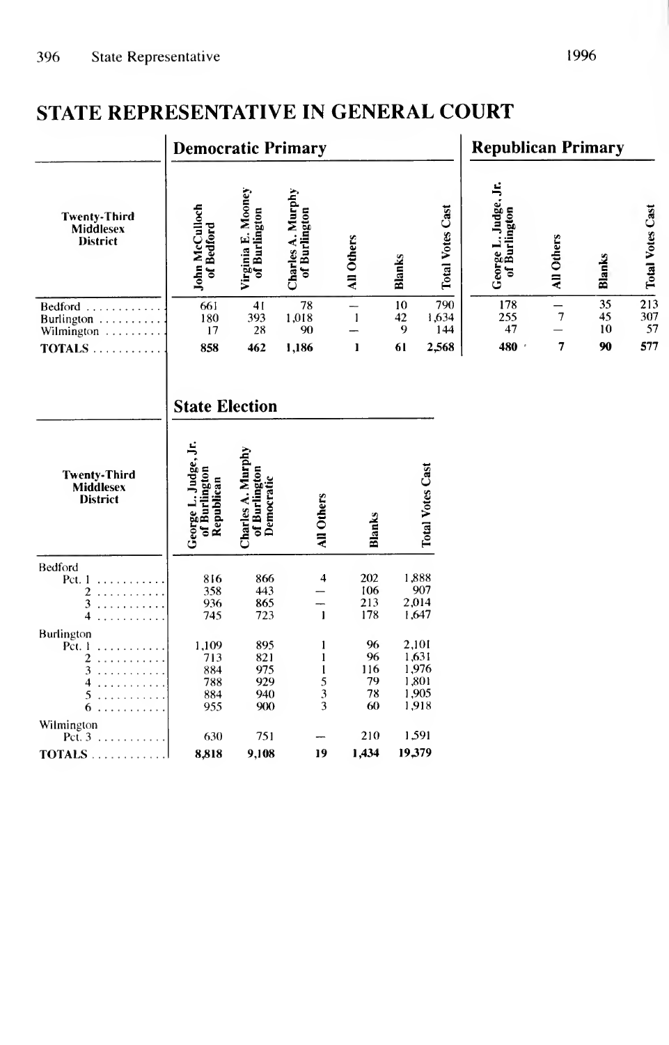# STATE REPRESENTATIVE IN GENERAL COURT

| Twenty-Third Middlesex District | Democratic Primary | | | | | | Republican Primary | | | |
|---|---|---|---|---|---|---|---|---|---|---|
| | John McCulloch of Bedford | Virginia E. Mooney of Burlington | Charles A. Murphy of Burlington | All Others | Blanks | Total Votes Cast | George L. Judge, Jr. of Burlington | All Others | Blanks | Total Votes Cast |
| Bedford | 661 | 41 | 78 | — | 10 | 790 | 178 | — | 35 | 213 |
| Burlington | 180 | 393 | 1,018 | 1 | 42 | 1,634 | 255 | 7 | 45 | 307 |
| Wilmington | 17 | 28 | 90 | — | 9 | 144 | 47 | — | 10 | 57 |
| **TOTALS** | **858** | **462** | **1,186** | **1** | **61** | **2,568** | **480** | **7** | **90** | **577** |

## State Election

| Twenty-Third Middlesex District | George L. Judge, Jr. of Burlington Republican | Charles A. Murphy of Burlington Democratic | All Others | Blanks | Total Votes Cast |
|---|---|---|---|---|---|
| Bedford | | | | | |
| Pct. 1 | 816 | 866 | 4 | 202 | 1,888 |
| 2 | 358 | 443 | — | 106 | 907 |
| 3 | 936 | 865 | — | 213 | 2,014 |
| 4 | 745 | 723 | 1 | 178 | 1,647 |
| Burlington | | | | | |
| Pct. 1 | 1,109 | 895 | 1 | 96 | 2,101 |
| 2 | 713 | 821 | 1 | 96 | 1,631 |
| 3 | 884 | 975 | 1 | 116 | 1,976 |
| 4 | 788 | 929 | 5 | 79 | 1,801 |
| 5 | 884 | 940 | 3 | 78 | 1,905 |
| 6 | 955 | 900 | 3 | 60 | 1,918 |
| Wilmington | | | | | |
| Pct. 3 | 630 | 751 | — | 210 | 1,591 |
| **TOTALS** | **8,818** | **9,108** | **19** | **1,434** | **19,379** |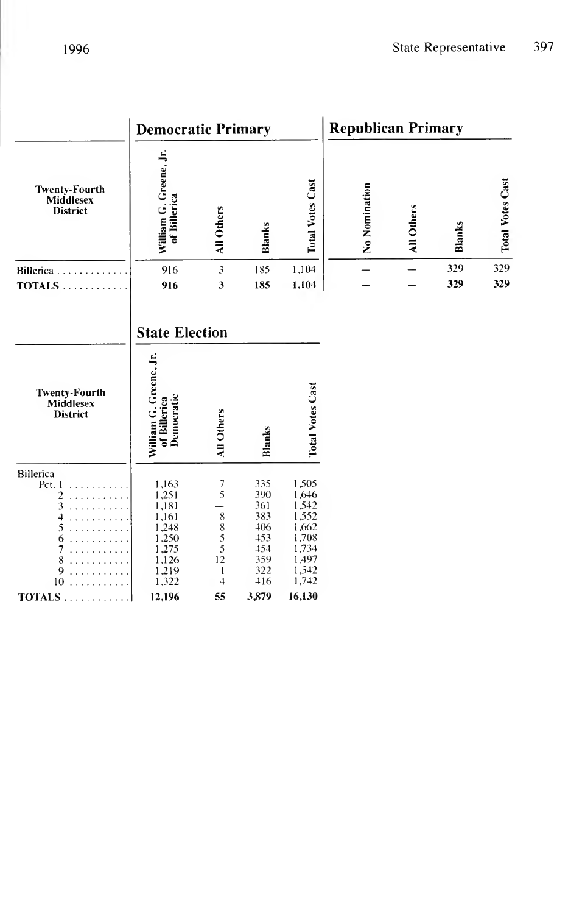### Democratic Primary

| Twenty-Fourth Middlesex District | William G. Greene, Jr. of Billerica | All Others | Blanks | Total Votes Cast |
|---|---|---|---|---|
| Billerica | 916 | 3 | 185 | 1,104 |
| **TOTALS** | **916** | **3** | **185** | **1,104** |

### Republican Primary

| Twenty-Fourth Middlesex District | No Nomination | All Others | Blanks | Total Votes Cast |
|---|---|---|---|---|
| Billerica | — | — | 329 | 329 |
| **TOTALS** | **—** | **—** | **329** | **329** |

### State Election

| Twenty-Fourth Middlesex District | William G. Greene, Jr. of Billerica Democratic | All Others | Blanks | Total Votes Cast |
|---|---|---|---|---|
| Billerica | | | | |
| Pct. 1 | 1,163 | 7 | 335 | 1,505 |
| 2 | 1,251 | 5 | 390 | 1,646 |
| 3 | 1,181 | — | 361 | 1,542 |
| 4 | 1,161 | 8 | 383 | 1,552 |
| 5 | 1,248 | 8 | 406 | 1,662 |
| 6 | 1,250 | 5 | 453 | 1,708 |
| 7 | 1,275 | 5 | 454 | 1,734 |
| 8 | 1,126 | 12 | 359 | 1,497 |
| 9 | 1,219 | 1 | 322 | 1,542 |
| 10 | 1,322 | 4 | 416 | 1,742 |
| **TOTALS** | **12,196** | **55** | **3,879** | **16,130** |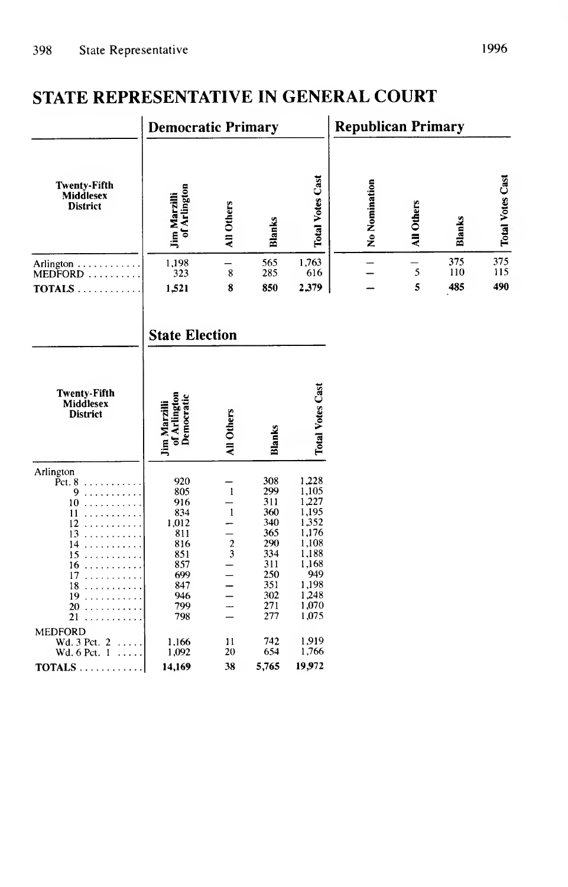# STATE REPRESENTATIVE IN GENERAL COURT

| Twenty-Fifth Middlesex District | Democratic Primary | | | | Republican Primary | | | |
|---|---|---|---|---|---|---|---|---|
| | Jim Marzilli of Arlington | All Others | Blanks | Total Votes Cast | No Nomination | All Others | Blanks | Total Votes Cast |
| Arlington | 1,198 | — | 565 | 1,763 | — | — | 375 | 375 |
| MEDFORD | 323 | 8 | 285 | 616 | — | 5 | 110 | 115 |
| **TOTALS** | **1,521** | **8** | **850** | **2,379** | **—** | **5** | **485** | **490** |

| Twenty-Fifth Middlesex District | State Election | | | |
|---|---|---|---|---|
| | Jim Marzilli of Arlington Democratic | All Others | Blanks | Total Votes Cast |
| Arlington | | | | |
| Pct. 8 | 920 | — | 308 | 1,228 |
| 9 | 805 | 1 | 299 | 1,105 |
| 10 | 916 | — | 311 | 1,227 |
| 11 | 834 | 1 | 360 | 1,195 |
| 12 | 1,012 | — | 340 | 1,352 |
| 13 | 811 | — | 365 | 1,176 |
| 14 | 816 | 2 | 290 | 1,108 |
| 15 | 851 | 3 | 334 | 1,188 |
| 16 | 857 | — | 311 | 1,168 |
| 17 | 699 | — | 250 | 949 |
| 18 | 847 | — | 351 | 1,198 |
| 19 | 946 | — | 302 | 1,248 |
| 20 | 799 | — | 271 | 1,070 |
| 21 | 798 | — | 277 | 1,075 |
| MEDFORD | | | | |
| Wd. 3 Pct. 2 | 1,166 | 11 | 742 | 1,919 |
| Wd. 6 Pct. 1 | 1,092 | 20 | 654 | 1,766 |
| **TOTALS** | **14,169** | **38** | **5,765** | **19,972** |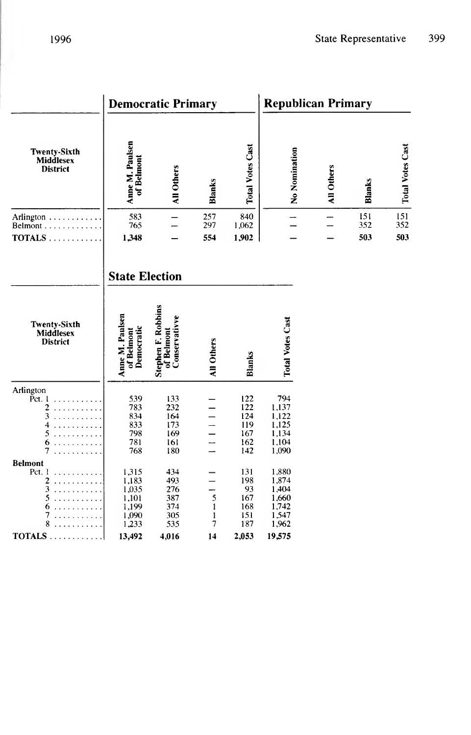| Twenty-Sixth Middlesex District | Democratic Primary | | | | Republican Primary | | | |
|---|---|---|---|---|---|---|---|---|
| | Anne M. Paulsen of Belmont | All Others | Blanks | Total Votes Cast | No Nomination | All Others | Blanks | Total Votes Cast |
| Arlington | 583 | — | 257 | 840 | — | — | 151 | 151 |
| Belmont | 765 | — | 297 | 1,062 | — | — | 352 | 352 |
| **TOTALS** | **1,348** | **—** | **554** | **1,902** | **—** | **—** | **503** | **503** |

| Twenty-Sixth Middlesex District | State Election | | | | |
|---|---|---|---|---|---|
| | Anne M. Paulsen of Belmont Democratic | Stephen F. Robbins of Belmont Conservativve | All Others | Blanks | Total Votes Cast |
| **Arlington** | | | | | |
| Pct. 1 | 539 | 133 | — | 122 | 794 |
| 2 | 783 | 232 | — | 122 | 1,137 |
| 3 | 834 | 164 | — | 124 | 1,122 |
| 4 | 833 | 173 | — | 119 | 1,125 |
| 5 | 798 | 169 | — | 167 | 1,134 |
| 6 | 781 | 161 | — | 162 | 1,104 |
| 7 | 768 | 180 | — | 142 | 1,090 |
| **Belmont** | | | | | |
| Pct. 1 | 1,315 | 434 | — | 131 | 1,880 |
| 2 | 1,183 | 493 | — | 198 | 1,874 |
| 3 | 1,035 | 276 | — | 93 | 1,404 |
| 5 | 1,101 | 387 | 5 | 167 | 1,660 |
| 6 | 1,199 | 374 | 1 | 168 | 1,742 |
| 7 | 1,090 | 305 | 1 | 151 | 1,547 |
| 8 | 1,233 | 535 | 7 | 187 | 1,962 |
| **TOTALS** | **13,492** | **4,016** | **14** | **2,053** | **19,575** |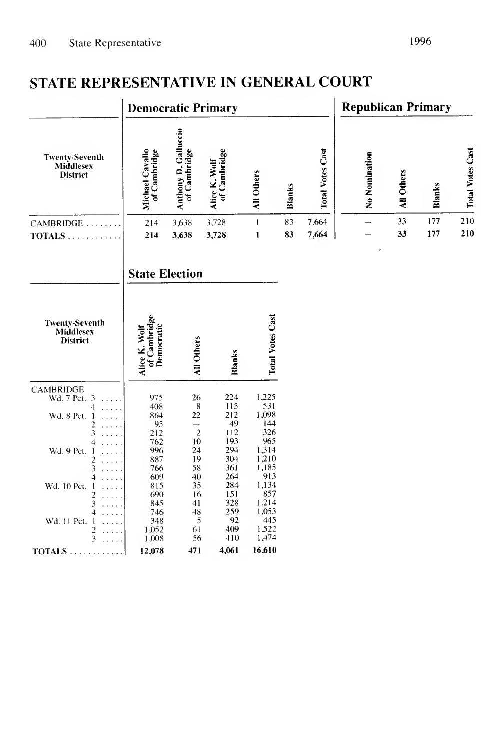# STATE REPRESENTATIVE IN GENERAL COURT

| Twenty-Seventh Middlesex District | Democratic Primary | | | | | | Republican Primary | | | |
|---|---|---|---|---|---|---|---|---|---|---|
| | Michael Cavallo of Cambridge | Anthony D. Galluccio of Cambridge | Alice K. Wolf of Cambridge | All Others | Blanks | Total Votes Cast | No Nomination | All Others | Blanks | Total Votes Cast |
| CAMBRIDGE | 214 | 3,638 | 3,728 | 1 | 83 | 7,664 | — | 33 | 177 | 210 |
| **TOTALS** | **214** | **3,638** | **3,728** | **1** | **83** | **7,664** | — | **33** | **177** | **210** |

| Twenty-Seventh Middlesex District | State Election | | | |
|---|---|---|---|---|
| | Alice K. Wolf of Cambridge Democratic | All Others | Blanks | Total Votes Cast |
| CAMBRIDGE | | | | |
| Wd. 7 Pct. 3 | 975 | 26 | 224 | 1,225 |
| 4 | 408 | 8 | 115 | 531 |
| Wd. 8 Pct. 1 | 864 | 22 | 212 | 1,098 |
| 2 | 95 | — | 49 | 144 |
| 3 | 212 | 2 | 112 | 326 |
| 4 | 762 | 10 | 193 | 965 |
| Wd. 9 Pct. 1 | 996 | 24 | 294 | 1,314 |
| 2 | 887 | 19 | 304 | 1,210 |
| 3 | 766 | 58 | 361 | 1,185 |
| 4 | 609 | 40 | 264 | 913 |
| Wd. 10 Pct. 1 | 815 | 35 | 284 | 1,134 |
| 2 | 690 | 16 | 151 | 857 |
| 3 | 845 | 41 | 328 | 1,214 |
| 4 | 746 | 48 | 259 | 1,053 |
| Wd. 11 Pct. 1 | 348 | 5 | 92 | 445 |
| 2 | 1,052 | 61 | 409 | 1,522 |
| 3 | 1,008 | 56 | 410 | 1,474 |
| **TOTALS** | **12,078** | **471** | **4,061** | **16,610** |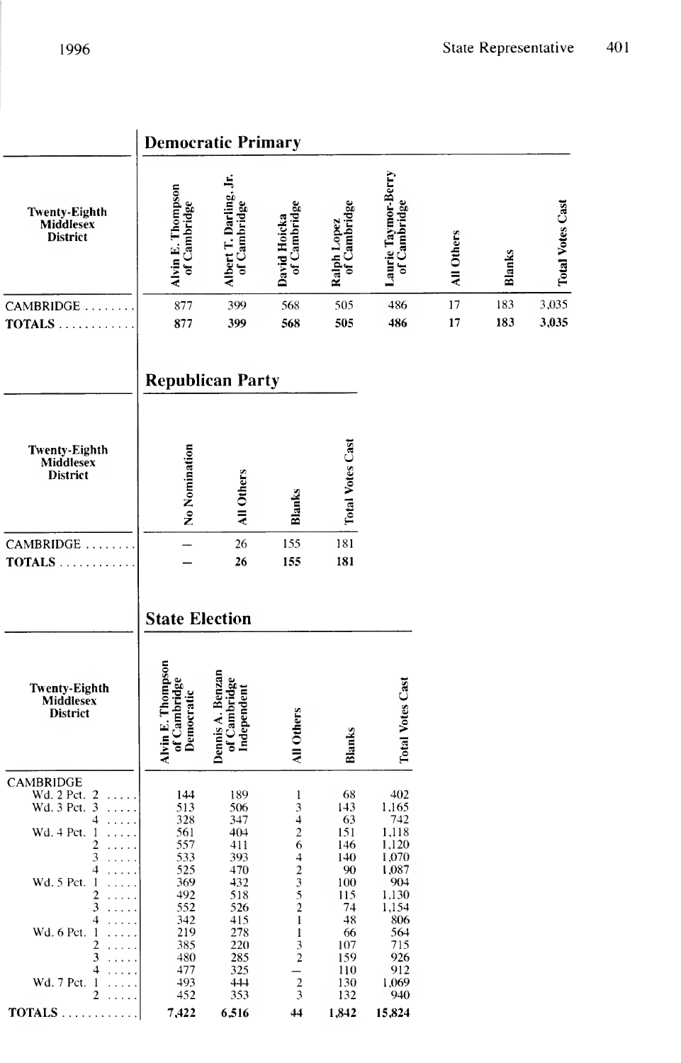## Democratic Primary

| Twenty-Eighth Middlesex District | Alvin E. Thompson of Cambridge | Albert T. Darling, Jr. of Cambridge | David Hoicka of Cambridge | Ralph Lopez of Cambridge | Laurie Taymor-Berry of Cambridge | All Others | Blanks | Total Votes Cast |
|---|---|---|---|---|---|---|---|---|
| CAMBRIDGE | 877 | 399 | 568 | 505 | 486 | 17 | 183 | 3,035 |
| **TOTALS** | **877** | **399** | **568** | **505** | **486** | **17** | **183** | **3,035** |

## Republican Party

| Twenty-Eighth Middlesex District | No Nomination | All Others | Blanks | Total Votes Cast |
|---|---|---|---|---|
| CAMBRIDGE | — | 26 | 155 | 181 |
| **TOTALS** | **—** | **26** | **155** | **181** |

## State Election

| Twenty-Eighth Middlesex District | Alvin E. Thompson of Cambridge Democratic | Dennis A. Benzan of Cambridge Independent | All Others | Blanks | Total Votes Cast |
|---|---|---|---|---|---|
| CAMBRIDGE | | | | | |
| Wd. 2 Pct. 2 | 144 | 189 | 1 | 68 | 402 |
| Wd. 3 Pct. 3 | 513 | 506 | 3 | 143 | 1,165 |
| 4 | 328 | 347 | 4 | 63 | 742 |
| Wd. 4 Pct. 1 | 561 | 404 | 2 | 151 | 1,118 |
| 2 | 557 | 411 | 6 | 146 | 1,120 |
| 3 | 533 | 393 | 4 | 140 | 1,070 |
| 4 | 525 | 470 | 2 | 90 | 1,087 |
| Wd. 5 Pct. 1 | 369 | 432 | 3 | 100 | 904 |
| 2 | 492 | 518 | 5 | 115 | 1,130 |
| 3 | 552 | 526 | 2 | 74 | 1,154 |
| 4 | 342 | 415 | 1 | 48 | 806 |
| Wd. 6 Pct. 1 | 219 | 278 | 1 | 66 | 564 |
| 2 | 385 | 220 | 3 | 107 | 715 |
| 3 | 480 | 285 | 2 | 159 | 926 |
| 4 | 477 | 325 | — | 110 | 912 |
| Wd. 7 Pct. 1 | 493 | 444 | 2 | 130 | 1,069 |
| 2 | 452 | 353 | 3 | 132 | 940 |
| **TOTALS** | **7,422** | **6,516** | **44** | **1,842** | **15,824** |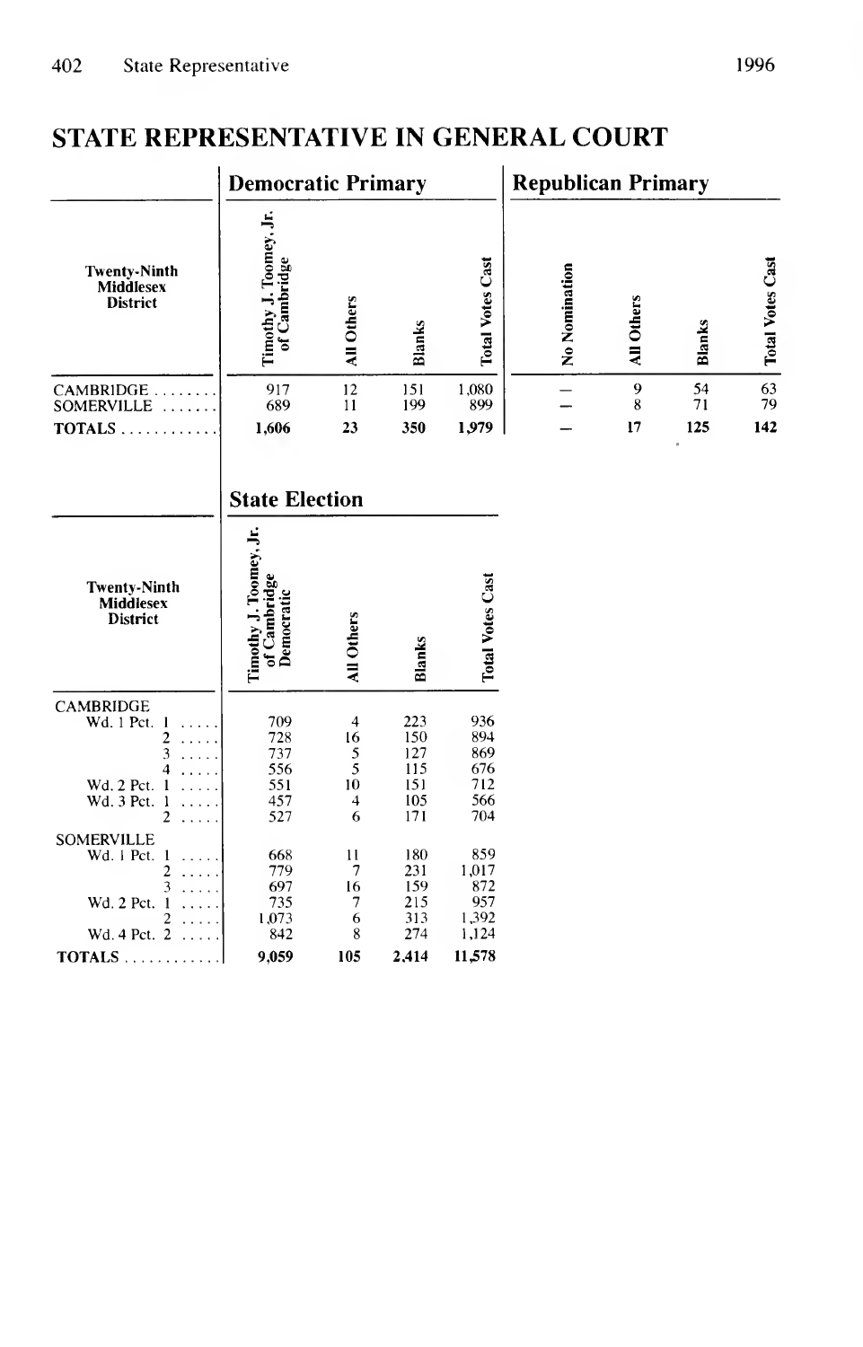# STATE REPRESENTATIVE IN GENERAL COURT

| Twenty-Ninth Middlesex District | Democratic Primary | | | | Republican Primary | | | |
|---|---|---|---|---|---|---|---|---|
| | Timothy J. Toomey, Jr. of Cambridge | All Others | Blanks | Total Votes Cast | No Nomination | All Others | Blanks | Total Votes Cast |
| CAMBRIDGE | 917 | 12 | 151 | 1,080 | — | 9 | 54 | 63 |
| SOMERVILLE | 689 | 11 | 199 | 899 | — | 8 | 71 | 79 |
| **TOTALS** | **1,606** | **23** | **350** | **1,979** | **—** | **17** | **125** | **142** |

## State Election

| Twenty-Ninth Middlesex District | Timothy J. Toomey, Jr. of Cambridge Democratic | All Others | Blanks | Total Votes Cast |
|---|---|---|---|---|
| CAMBRIDGE | | | | |
| Wd. 1 Pct. 1 | 709 | 4 | 223 | 936 |
| 2 | 728 | 16 | 150 | 894 |
| 3 | 737 | 5 | 127 | 869 |
| 4 | 556 | 5 | 115 | 676 |
| Wd. 2 Pct. 1 | 551 | 10 | 151 | 712 |
| Wd. 3 Pct. 1 | 457 | 4 | 105 | 566 |
| 2 | 527 | 6 | 171 | 704 |
| SOMERVILLE | | | | |
| Wd. 1 Pct. 1 | 668 | 11 | 180 | 859 |
| 2 | 779 | 7 | 231 | 1,017 |
| 3 | 697 | 16 | 159 | 872 |
| Wd. 2 Pct. 1 | 735 | 7 | 215 | 957 |
| 2 | 1,073 | 6 | 313 | 1,392 |
| Wd. 4 Pct. 2 | 842 | 8 | 274 | 1,124 |
| **TOTALS** | **9,059** | **105** | **2,414** | **11,578** |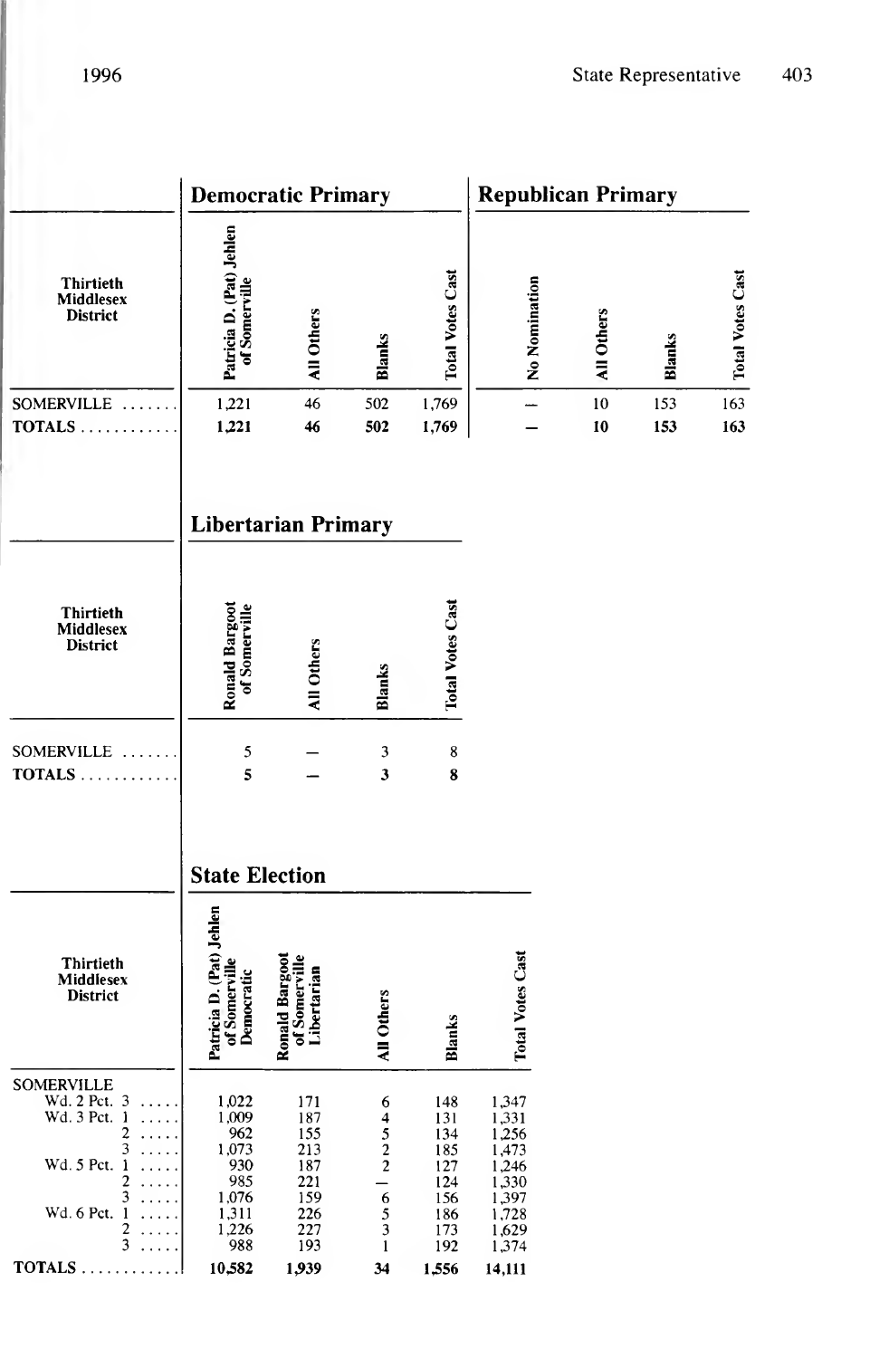## Democratic Primary / Republican Primary

| Thirtieth Middlesex District | Patricia D. (Pat) Jehlen of Somerville | All Others | Blanks | Total Votes Cast | No Nomination | All Others | Blanks | Total Votes Cast |
|---|---|---|---|---|---|---|---|---|
| SOMERVILLE | 1,221 | 46 | 502 | 1,769 | — | 10 | 153 | 163 |
| **TOTALS** | **1,221** | **46** | **502** | **1,769** | — | **10** | **153** | **163** |

## Libertarian Primary

| Thirtieth Middlesex District | Ronald Bargoot of Somerville | All Others | Blanks | Total Votes Cast |
|---|---|---|---|---|
| SOMERVILLE | 5 | — | 3 | 8 |
| **TOTALS** | **5** | — | **3** | **8** |

## State Election

| Thirtieth Middlesex District | Patricia D. (Pat) Jehlen of Somerville Democratic | Ronald Bargoot of Somerville Libertarian | All Others | Blanks | Total Votes Cast |
|---|---|---|---|---|---|
| SOMERVILLE | | | | | |
| Wd. 2 Pct. 3 | 1,022 | 171 | 6 | 148 | 1,347 |
| Wd. 3 Pct. 1 | 1,009 | 187 | 4 | 131 | 1,331 |
| 2 | 962 | 155 | 5 | 134 | 1,256 |
| 3 | 1,073 | 213 | 2 | 185 | 1,473 |
| Wd. 5 Pct. 1 | 930 | 187 | 2 | 127 | 1,246 |
| 2 | 985 | 221 | — | 124 | 1,330 |
| 3 | 1,076 | 159 | 6 | 156 | 1,397 |
| Wd. 6 Pct. 1 | 1,311 | 226 | 5 | 186 | 1,728 |
| 2 | 1,226 | 227 | 3 | 173 | 1,629 |
| 3 | 988 | 193 | 1 | 192 | 1,374 |
| **TOTALS** | **10,582** | **1,939** | **34** | **1,556** | **14,111** |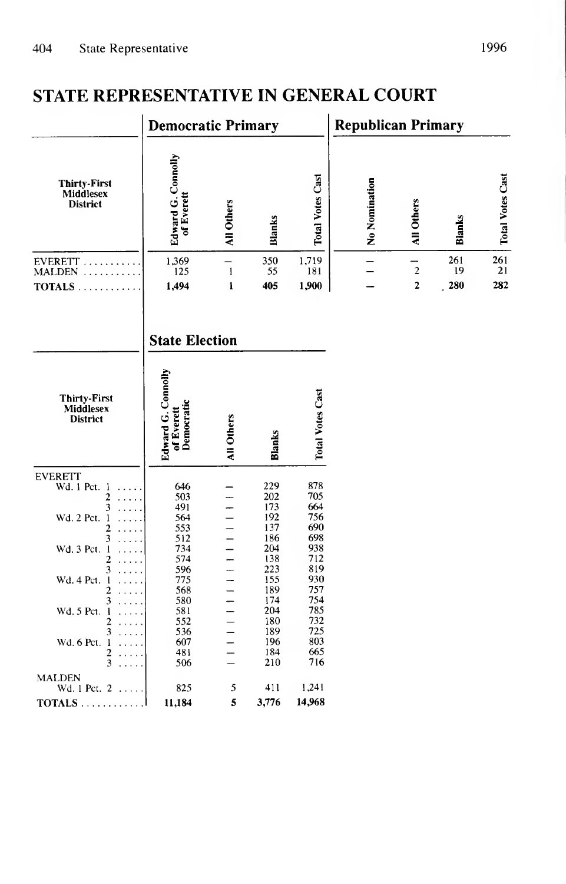# STATE REPRESENTATIVE IN GENERAL COURT

| Thirty-First Middlesex District | Democratic Primary | | | | Republican Primary | | | |
|---|---|---|---|---|---|---|---|---|
| | Edward G. Connolly of Everett | All Others | Blanks | Total Votes Cast | No Nomination | All Others | Blanks | Total Votes Cast |
| EVERETT | 1,369 | — | 350 | 1,719 | — | — | 261 | 261 |
| MALDEN | 125 | 1 | 55 | 181 | — | 2 | 19 | 21 |
| **TOTALS** | **1,494** | **1** | **405** | **1,900** | **—** | **2** | **280** | **282** |

| Thirty-First Middlesex District | State Election | | | |
|---|---|---|---|---|
| | Edward G. Connolly of Everett Democratic | All Others | Blanks | Total Votes Cast |
| EVERETT | | | | |
| Wd. 1 Pct. 1 | 646 | — | 229 | 878 |
| 2 | 503 | — | 202 | 705 |
| 3 | 491 | — | 173 | 664 |
| Wd. 2 Pct. 1 | 564 | — | 192 | 756 |
| 2 | 553 | — | 137 | 690 |
| 3 | 512 | — | 186 | 698 |
| Wd. 3 Pct. 1 | 734 | — | 204 | 938 |
| 2 | 574 | — | 138 | 712 |
| 3 | 596 | — | 223 | 819 |
| Wd. 4 Pct. 1 | 775 | — | 155 | 930 |
| 2 | 568 | — | 189 | 757 |
| 3 | 580 | — | 174 | 754 |
| Wd. 5 Pct. 1 | 581 | — | 204 | 785 |
| 2 | 552 | — | 180 | 732 |
| 3 | 536 | — | 189 | 725 |
| Wd. 6 Pct. 1 | 607 | — | 196 | 803 |
| 2 | 481 | — | 184 | 665 |
| 3 | 506 | — | 210 | 716 |
| MALDEN | | | | |
| Wd. 1 Pct. 2 | 825 | 5 | 411 | 1,241 |
| **TOTALS** | **11,184** | **5** | **3,776** | **14,968** |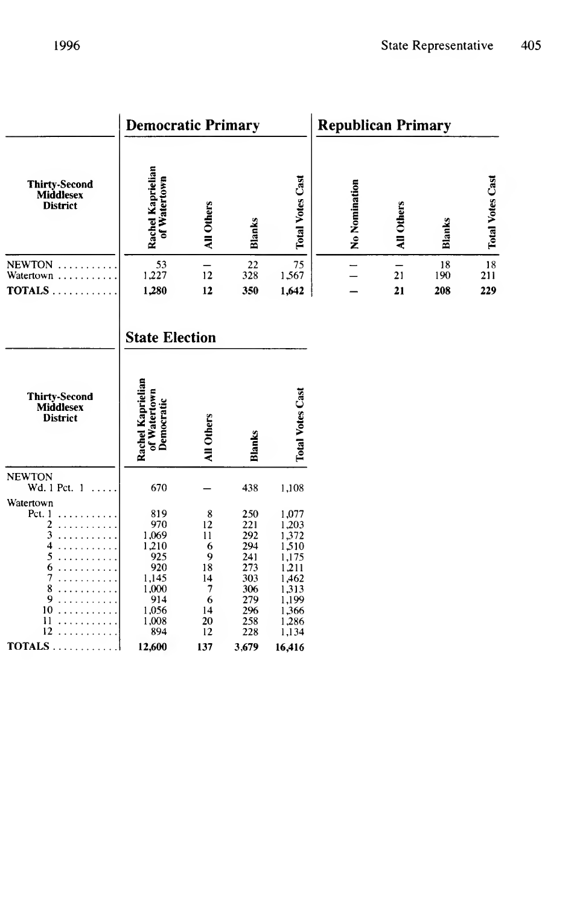## Democratic Primary

| Thirty-Second Middlesex District | Rachel Kaprielian of Watertown | All Others | Blanks | Total Votes Cast |
|---|---|---|---|---|
| NEWTON | 53 | — | 22 | 75 |
| Watertown | 1,227 | 12 | 328 | 1,567 |
| **TOTALS** | **1,280** | **12** | **350** | **1,642** |

## Republican Primary

| Thirty-Second Middlesex District | No Nomination | All Others | Blanks | Total Votes Cast |
|---|---|---|---|---|
| NEWTON | — | — | 18 | 18 |
| Watertown | — | 21 | 190 | 211 |
| **TOTALS** | **—** | **21** | **208** | **229** |

## State Election

| Thirty-Second Middlesex District | Rachel Kaprielian of Watertown Democratic | All Others | Blanks | Total Votes Cast |
|---|---|---|---|---|
| NEWTON | | | | |
| Wd. 1 Pct. 1 | 670 | — | 438 | 1,108 |
| Watertown | | | | |
| Pct. 1 | 819 | 8 | 250 | 1,077 |
| 2 | 970 | 12 | 221 | 1,203 |
| 3 | 1,069 | 11 | 292 | 1,372 |
| 4 | 1,210 | 6 | 294 | 1,510 |
| 5 | 925 | 9 | 241 | 1,175 |
| 6 | 920 | 18 | 273 | 1,211 |
| 7 | 1,145 | 14 | 303 | 1,462 |
| 8 | 1,000 | 7 | 306 | 1,313 |
| 9 | 914 | 6 | 279 | 1,199 |
| 10 | 1,056 | 14 | 296 | 1,366 |
| 11 | 1,008 | 20 | 258 | 1,286 |
| 12 | 894 | 12 | 228 | 1,134 |
| **TOTALS** | **12,600** | **137** | **3,679** | **16,416** |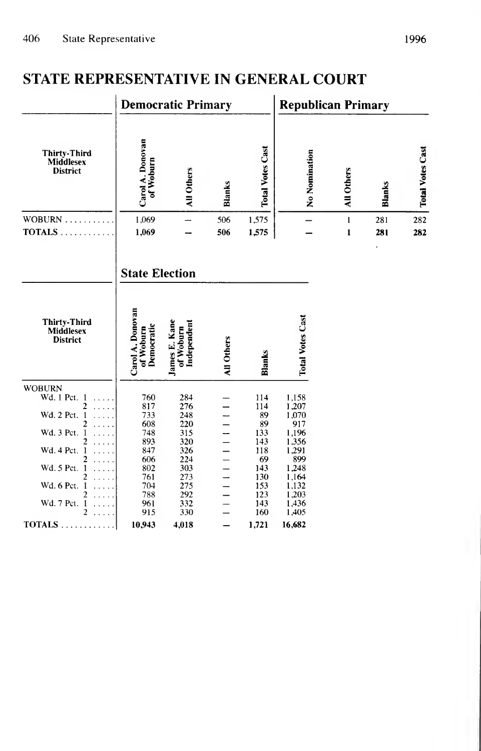## STATE REPRESENTATIVE IN GENERAL COURT

| | Democratic Primary | | | | Republican Primary | | | |
|---|---|---|---|---|---|---|---|---|
| Thirty-Third Middlesex District | Carol A. Donovan of Woburn | All Others | Blanks | Total Votes Cast | No Nomination | All Others | Blanks | Total Votes Cast |
| WOBURN | 1,069 | – | 506 | 1,575 | – | 1 | 281 | 282 |
| **TOTALS** | **1,069** | **–** | **506** | **1,575** | **–** | **1** | **281** | **282** |

| | State Election | | | | |
|---|---|---|---|---|---|
| Thirty-Third Middlesex District | Carol A. Donovan of Woburn Democratic | James E. Kane of Woburn Independent | All Others | Blanks | Total Votes Cast |
| WOBURN | | | | | |
| Wd. 1 Pct. 1 | 760 | 284 | – | 114 | 1,158 |
| 2 | 817 | 276 | – | 114 | 1,207 |
| Wd. 2 Pct. 1 | 733 | 248 | – | 89 | 1,070 |
| 2 | 608 | 220 | – | 89 | 917 |
| Wd. 3 Pct. 1 | 748 | 315 | – | 133 | 1,196 |
| 2 | 893 | 320 | – | 143 | 1,356 |
| Wd. 4 Pct. 1 | 847 | 326 | – | 118 | 1,291 |
| 2 | 606 | 224 | – | 69 | 899 |
| Wd. 5 Pct. 1 | 802 | 303 | – | 143 | 1,248 |
| 2 | 761 | 273 | – | 130 | 1,164 |
| Wd. 6 Pct. 1 | 704 | 275 | – | 153 | 1,132 |
| 2 | 788 | 292 | – | 123 | 1,203 |
| Wd. 7 Pct. 1 | 961 | 332 | – | 143 | 1,436 |
| 2 | 915 | 330 | – | 160 | 1,405 |
| **TOTALS** | **10,943** | **4,018** | **–** | **1,721** | **16,682** |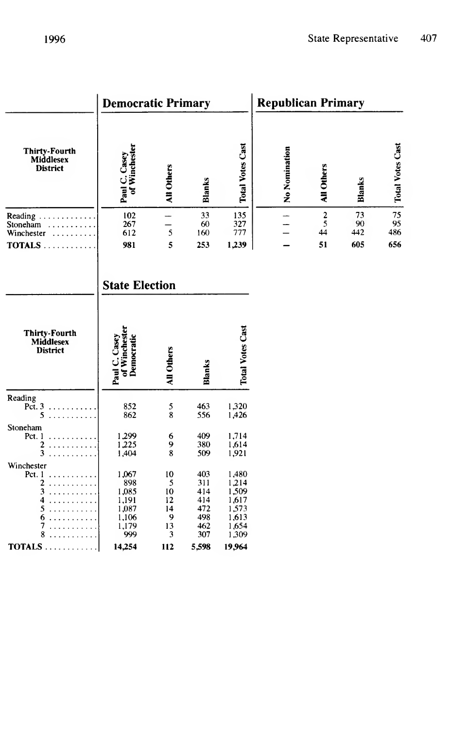| Thirty-Fourth Middlesex District | Democratic Primary | | | | Republican Primary | | | |
|---|---|---|---|---|---|---|---|---|
| | Paul C. Casey of Winchester | All Others | Blanks | Total Votes Cast | No Nomination | All Others | Blanks | Total Votes Cast |
| Reading | 102 | – | 33 | 135 | – | 2 | 73 | 75 |
| Stoneham | 267 | – | 60 | 327 | – | 5 | 90 | 95 |
| Winchester | 612 | 5 | 160 | 777 | – | 44 | 442 | 486 |
| **TOTALS** | **981** | **5** | **253** | **1,239** | **–** | **51** | **605** | **656** |

## State Election

| Thirty-Fourth Middlesex District | Paul C. Casey of Winchester Democratic | All Others | Blanks | Total Votes Cast |
|---|---|---|---|---|
| Reading | | | | |
| Pct. 3 | 852 | 5 | 463 | 1,320 |
| 5 | 862 | 8 | 556 | 1,426 |
| Stoneham | | | | |
| Pct. 1 | 1,299 | 6 | 409 | 1,714 |
| 2 | 1,225 | 9 | 380 | 1,614 |
| 3 | 1,404 | 8 | 509 | 1,921 |
| Winchester | | | | |
| Pct. 1 | 1,067 | 10 | 403 | 1,480 |
| 2 | 898 | 5 | 311 | 1,214 |
| 3 | 1,085 | 10 | 414 | 1,509 |
| 4 | 1,191 | 12 | 414 | 1,617 |
| 5 | 1,087 | 14 | 472 | 1,573 |
| 6 | 1,106 | 9 | 498 | 1,613 |
| 7 | 1,179 | 13 | 462 | 1,654 |
| 8 | 999 | 3 | 307 | 1,309 |
| **TOTALS** | **14,254** | **112** | **5,598** | **19,964** |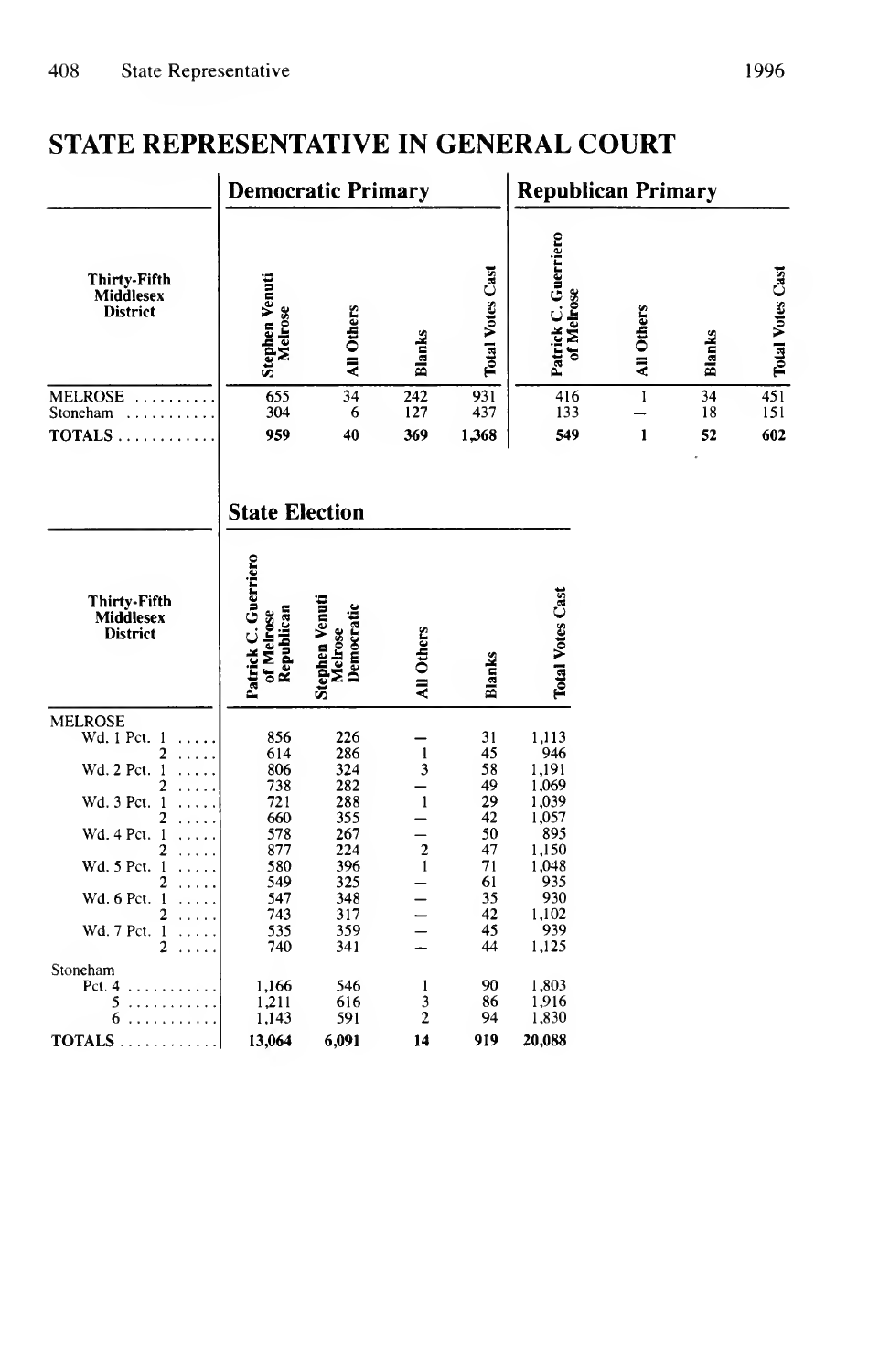## STATE REPRESENTATIVE IN GENERAL COURT

| Thirty-Fifth Middlesex District | Democratic Primary | | | | Republican Primary | | | |
|---|---|---|---|---|---|---|---|---|
| | Stephen Venuti Melrose | All Others | Blanks | Total Votes Cast | Patrick C. Guerriero of Melrose | All Others | Blanks | Total Votes Cast |
| MELROSE | 655 | 34 | 242 | 931 | 416 | 1 | 34 | 451 |
| Stoneham | 304 | 6 | 127 | 437 | 133 | – | 18 | 151 |
| TOTALS | **959** | **40** | **369** | **1,368** | **549** | **1** | **52** | **602** |

| Thirty-Fifth Middlesex District | State Election | | | | |
|---|---|---|---|---|---|
| | Patrick C. Guerriero of Melrose Republican | Stephen Venuti Melrose Democratic | All Others | Blanks | Total Votes Cast |
| MELROSE | | | | | |
| Wd. 1 Pct. 1 | 856 | 226 | – | 31 | 1,113 |
| 2 | 614 | 286 | 1 | 45 | 946 |
| Wd. 2 Pct. 1 | 806 | 324 | 3 | 58 | 1,191 |
| 2 | 738 | 282 | – | 49 | 1,069 |
| Wd. 3 Pct. 1 | 721 | 288 | 1 | 29 | 1,039 |
| 2 | 660 | 355 | – | 42 | 1,057 |
| Wd. 4 Pct. 1 | 578 | 267 | – | 50 | 895 |
| 2 | 877 | 224 | 2 | 47 | 1,150 |
| Wd. 5 Pct. 1 | 580 | 396 | 1 | 71 | 1,048 |
| 2 | 549 | 325 | – | 61 | 935 |
| Wd. 6 Pct. 1 | 547 | 348 | – | 35 | 930 |
| 2 | 743 | 317 | – | 42 | 1,102 |
| Wd. 7 Pct. 1 | 535 | 359 | – | 45 | 939 |
| 2 | 740 | 341 | – | 44 | 1,125 |
| Stoneham | | | | | |
| Pct. 4 | 1,166 | 546 | 1 | 90 | 1,803 |
| 5 | 1,211 | 616 | 3 | 86 | 1,916 |
| 6 | 1,143 | 591 | 2 | 94 | 1,830 |
| TOTALS | **13,064** | **6,091** | **14** | **919** | **20,088** |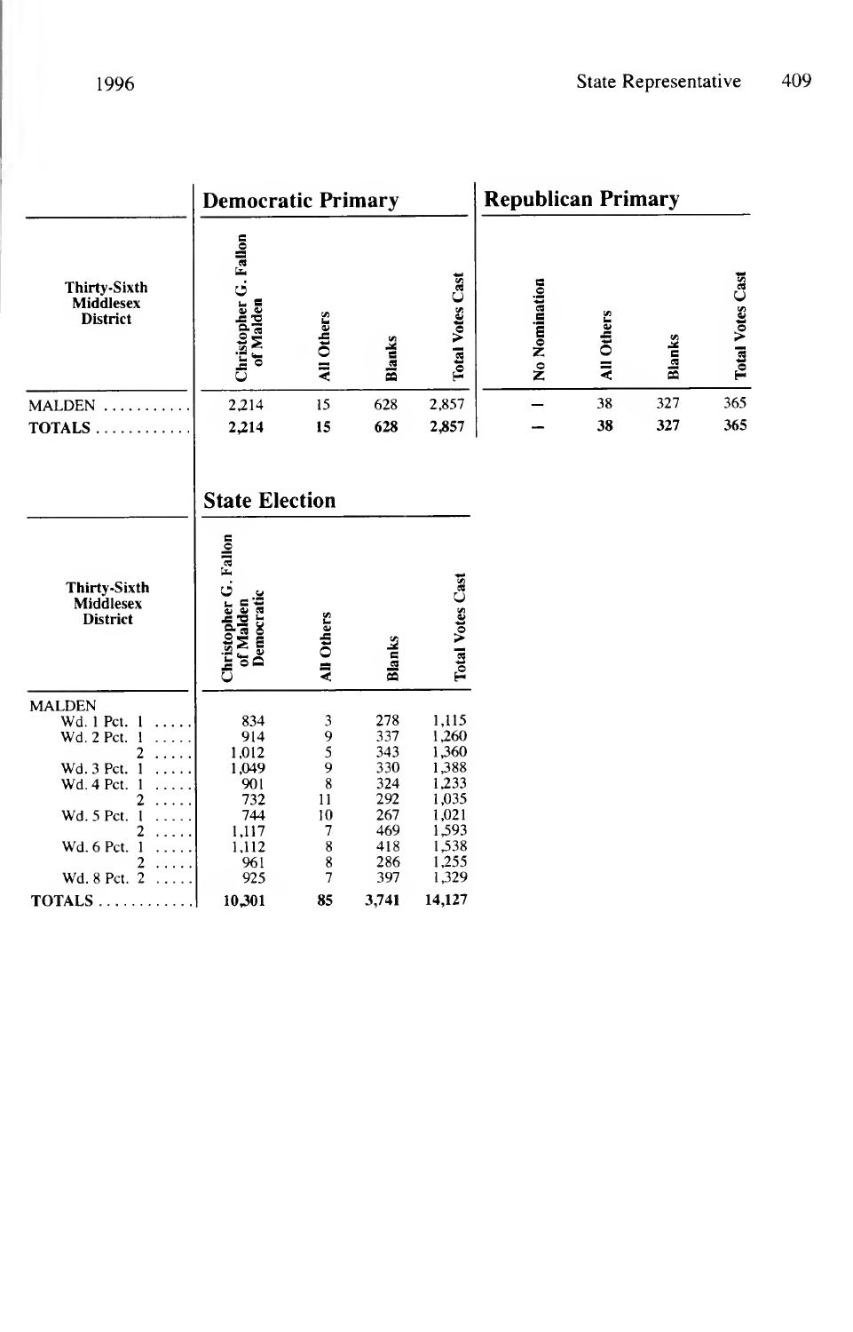| Thirty-Sixth Middlesex District | Democratic Primary | | | | Republican Primary | | | |
|---|---|---|---|---|---|---|---|---|
| | Christopher G. Fallon of Malden | All Others | Blanks | Total Votes Cast | No Nomination | All Others | Blanks | Total Votes Cast |
| MALDEN | 2,214 | 15 | 628 | 2,857 | — | 38 | 327 | 365 |
| **TOTALS** | **2,214** | **15** | **628** | **2,857** | **—** | **38** | **327** | **365** |

## State Election

| Thirty-Sixth Middlesex District | Christopher G. Fallon of Malden Democratic | All Others | Blanks | Total Votes Cast |
|---|---|---|---|---|
| MALDEN | | | | |
| Wd. 1 Pct. 1 | 834 | 3 | 278 | 1,115 |
| Wd. 2 Pct. 1 | 914 | 9 | 337 | 1,260 |
| 2 | 1,012 | 5 | 343 | 1,360 |
| Wd. 3 Pct. 1 | 1,049 | 9 | 330 | 1,388 |
| Wd. 4 Pct. 1 | 901 | 8 | 324 | 1,233 |
| 2 | 732 | 11 | 292 | 1,035 |
| Wd. 5 Pct. 1 | 744 | 10 | 267 | 1,021 |
| 2 | 1,117 | 7 | 469 | 1,593 |
| Wd. 6 Pct. 1 | 1,112 | 8 | 418 | 1,538 |
| 2 | 961 | 8 | 286 | 1,255 |
| Wd. 8 Pct. 2 | 925 | 7 | 397 | 1,329 |
| **TOTALS** | **10,301** | **85** | **3,741** | **14,127** |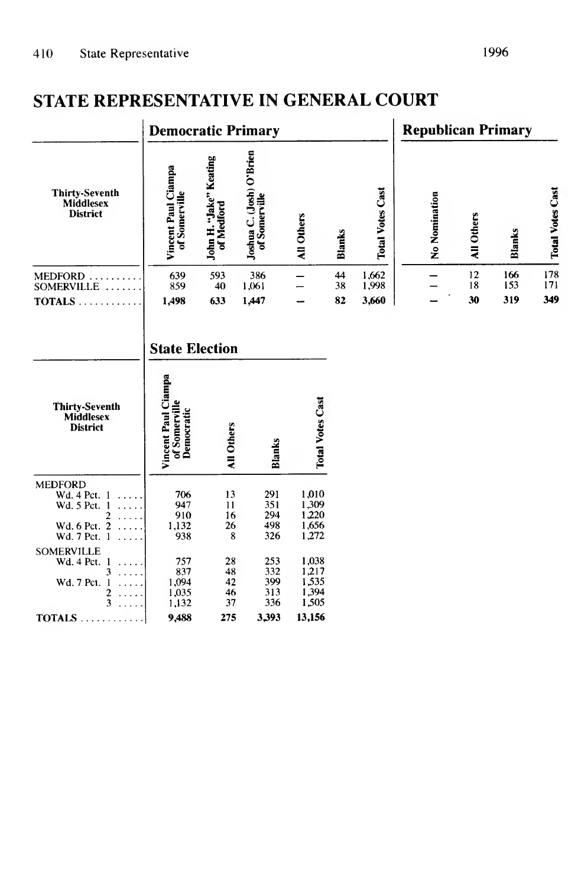# STATE REPRESENTATIVE IN GENERAL COURT

| Thirty-Seventh Middlesex District | Democratic Primary | | | | | | Republican Primary | | | |
|---|---|---|---|---|---|---|---|---|---|---|
| | Vincent Paul Ciampa of Somerville | John H. "Jake" Keating of Medford | Joshua C. (Josh) O'Brien of Somerville | All Others | Blanks | Total Votes Cast | No Nomination | All Others | Blanks | Total Votes Cast |
| MEDFORD | 639 | 593 | 386 | – | 44 | 1,662 | – | 12 | 166 | 178 |
| SOMERVILLE | 859 | 40 | 1,061 | – | 38 | 1,998 | – | 18 | 153 | 171 |
| **TOTALS** | **1,498** | **633** | **1,447** | **–** | **82** | **3,660** | **–** | **30** | **319** | **349** |

## State Election

| Thirty-Seventh Middlesex District | Vincent Paul Ciampa of Somerville Democratic | All Others | Blanks | Total Votes Cast |
|---|---|---|---|---|
| MEDFORD | | | | |
| Wd. 4 Pct. 1 | 706 | 13 | 291 | 1,010 |
| Wd. 5 Pct. 1 | 947 | 11 | 351 | 1,309 |
| 2 | 910 | 16 | 294 | 1,220 |
| Wd. 6 Pct. 2 | 1,132 | 26 | 498 | 1,656 |
| Wd. 7 Pct. 1 | 938 | 8 | 326 | 1,272 |
| SOMERVILLE | | | | |
| Wd. 4 Pct. 1 | 757 | 28 | 253 | 1,038 |
| 3 | 837 | 48 | 332 | 1,217 |
| Wd. 7 Pct. 1 | 1,094 | 42 | 399 | 1,535 |
| 2 | 1,035 | 46 | 313 | 1,394 |
| 3 | 1,132 | 37 | 336 | 1,505 |
| **TOTALS** | **9,488** | **275** | **3,393** | **13,156** |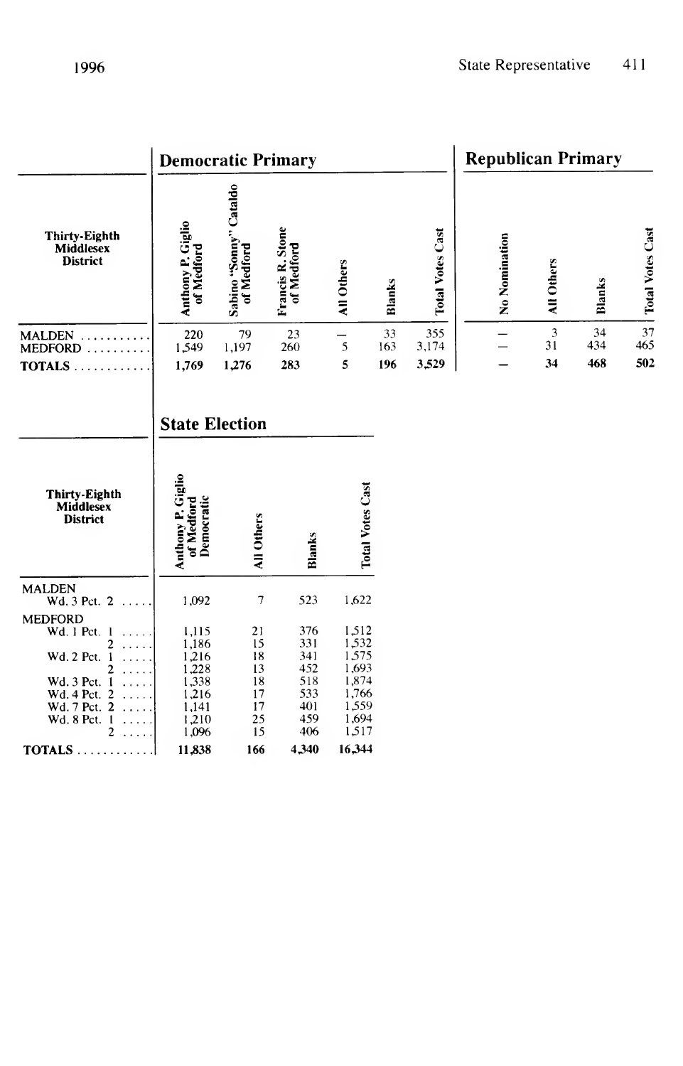## Democratic Primary / Republican Primary

| Thirty-Eighth Middlesex District | Anthony P. Giglio of Medford | Sabino "Sonny" Cataldo of Medford | Francis R. Stone of Medford | All Others | Blanks | Total Votes Cast | No Nomination | All Others | Blanks | Total Votes Cast |
|---|---|---|---|---|---|---|---|---|---|---|
| MALDEN | 220 | 79 | 23 | — | 33 | 355 | — | 3 | 34 | 37 |
| MEDFORD | 1,549 | 1,197 | 260 | 5 | 163 | 3,174 | — | 31 | 434 | 465 |
| **TOTALS** | **1,769** | **1,276** | **283** | **5** | **196** | **3,529** | **—** | **34** | **468** | **502** |

## State Election

| Thirty-Eighth Middlesex District | Anthony P. Giglio of Medford Democratic | All Others | Blanks | Total Votes Cast |
|---|---|---|---|---|
| MALDEN | | | | |
| Wd. 3 Pct. 2 | 1,092 | 7 | 523 | 1,622 |
| MEDFORD | | | | |
| Wd. 1 Pct. 1 | 1,115 | 21 | 376 | 1,512 |
| 2 | 1,186 | 15 | 331 | 1,532 |
| Wd. 2 Pct. 1 | 1,216 | 18 | 341 | 1,575 |
| 2 | 1,228 | 13 | 452 | 1,693 |
| Wd. 3 Pct. 1 | 1,338 | 18 | 518 | 1,874 |
| Wd. 4 Pct. 2 | 1,216 | 17 | 533 | 1,766 |
| Wd. 7 Pct. 2 | 1,141 | 17 | 401 | 1,559 |
| Wd. 8 Pct. 1 | 1,210 | 25 | 459 | 1,694 |
| 2 | 1,096 | 15 | 406 | 1,517 |
| **TOTALS** | **11,838** | **166** | **4,340** | **16,344** |